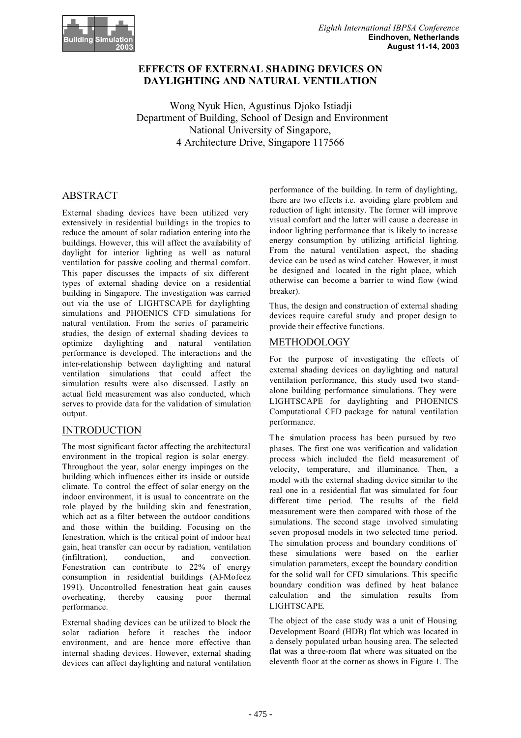# EFFECTS OF EXTERNAL SHADING DEVICES ON DAYLIGHTING AND NATURAL VENTILATION

Wong Nyuk Hien, Agustinus Djoko Istiadji
Department of Building, School of Design and Environment
National University of Singapore,
4 Architecture Drive, Singapore 117566

## ABSTRACT

External shading devices have been utilized very extensively in residential buildings in the tropics to reduce the amount of solar radiation entering into the buildings. However, this will affect the availability of daylight for interior lighting as well as natural ventilation for passive cooling and thermal comfort. This paper discusses the impacts of six different types of external shading device on a residential building in Singapore. The investigation was carried out via the use of LIGHTSCAPE for daylighting simulations and PHOENICS CFD simulations for natural ventilation. From the series of parametric studies, the design of external shading devices to optimize daylighting and natural ventilation performance is developed. The interactions and the inter-relationship between daylighting and natural ventilation simulations that could affect the simulation results were also discussed. Lastly an actual field measurement was also conducted, which serves to provide data for the validation of simulation output.

## INTRODUCTION

The most significant factor affecting the architectural environment in the tropical region is solar energy. Throughout the year, solar energy impinges on the building which influences either its inside or outside climate. To control the effect of solar energy on the indoor environment, it is usual to concentrate on the role played by the building skin and fenestration, which act as a filter between the outdoor conditions and those within the building. Focusing on the fenestration, which is the critical point of indoor heat gain, heat transfer can occur by radiation, ventilation (infiltration), conduction, and convection. Fenestration can contribute to 22% of energy consumption in residential buildings (Al-Mofeez 1991). Uncontrolled fenestration heat gain causes overheating, thereby causing poor thermal performance.

External shading devices can be utilized to block the solar radiation before it reaches the indoor environment, and are hence more effective than internal shading devices. However, external shading devices can affect daylighting and natural ventilation performance of the building. In term of daylighting, there are two effects i.e. avoiding glare problem and reduction of light intensity. The former will improve visual comfort and the latter will cause a decrease in indoor lighting performance that is likely to increase energy consumption by utilizing artificial lighting. From the natural ventilation aspect, the shading device can be used as wind catcher. However, it must be designed and located in the right place, which otherwise can become a barrier to wind flow (wind breaker).

Thus, the design and construction of external shading devices require careful study and proper design to provide their effective functions.

## METHODOLOGY

For the purpose of investigating the effects of external shading devices on daylighting and natural ventilation performance, this study used two stand-alone building performance simulations. They were LIGHTSCAPE for daylighting and PHOENICS Computational CFD package for natural ventilation performance.

The simulation process has been pursued by two phases. The first one was verification and validation process which included the field measurement of velocity, temperature, and illuminance. Then, a model with the external shading device similar to the real one in a residential flat was simulated for four different time period. The results of the field measurement were then compared with those of the simulations. The second stage involved simulating seven proposed models in two selected time period. The simulation process and boundary conditions of these simulations were based on the earlier simulation parameters, except the boundary condition for the solid wall for CFD simulations. This specific boundary condition was defined by heat balance calculation and the simulation results from LIGHTSCAPE.

The object of the case study was a unit of Housing Development Board (HDB) flat which was located in a densely populated urban housing area. The selected flat was a three-room flat where was situated on the eleventh floor at the corner as shows in Figure 1. The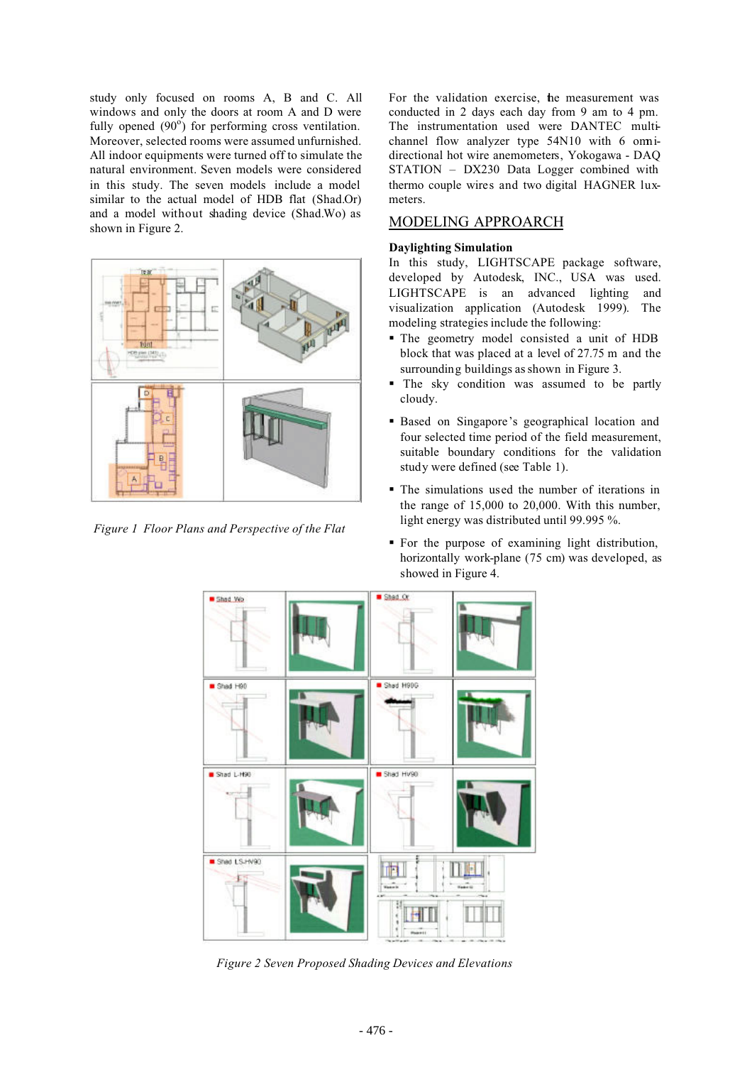study only focused on rooms A, B and C. All windows and only the doors at room A and D were fully opened (90°) for performing cross ventilation. Moreover, selected rooms were assumed unfurnished. All indoor equipments were turned off to simulate the natural environment. Seven models were considered in this study. The seven models include a model similar to the actual model of HDB flat (Shad.Or) and a model without shading device (Shad.Wo) as shown in Figure 2.

*Figure 1 Floor Plans and Perspective of the Flat*

For the validation exercise, the measurement was conducted in 2 days each day from 9 am to 4 pm. The instrumentation used were DANTEC multi-channel flow analyzer type 54N10 with 6 omni-directional hot wire anemometers, Yokogawa - DAQ STATION – DX230 Data Logger combined with thermo couple wires and two digital HAGNER lux-meters.

## MODELING APPROARCH

**Daylighting Simulation**

In this study, LIGHTSCAPE package software, developed by Autodesk, INC., USA was used. LIGHTSCAPE is an advanced lighting and visualization application (Autodesk 1999). The modeling strategies include the following:

- The geometry model consisted a unit of HDB block that was placed at a level of 27.75 m and the surrounding buildings as shown in Figure 3.
- The sky condition was assumed to be partly cloudy.
- Based on Singapore's geographical location and four selected time period of the field measurement, suitable boundary conditions for the validation study were defined (see Table 1).
- The simulations used the number of iterations in the range of 15,000 to 20,000. With this number, light energy was distributed until 99.995 %.
- For the purpose of examining light distribution, horizontally work-plane (75 cm) was developed, as showed in Figure 4.

*Figure 2 Seven Proposed Shading Devices and Elevations*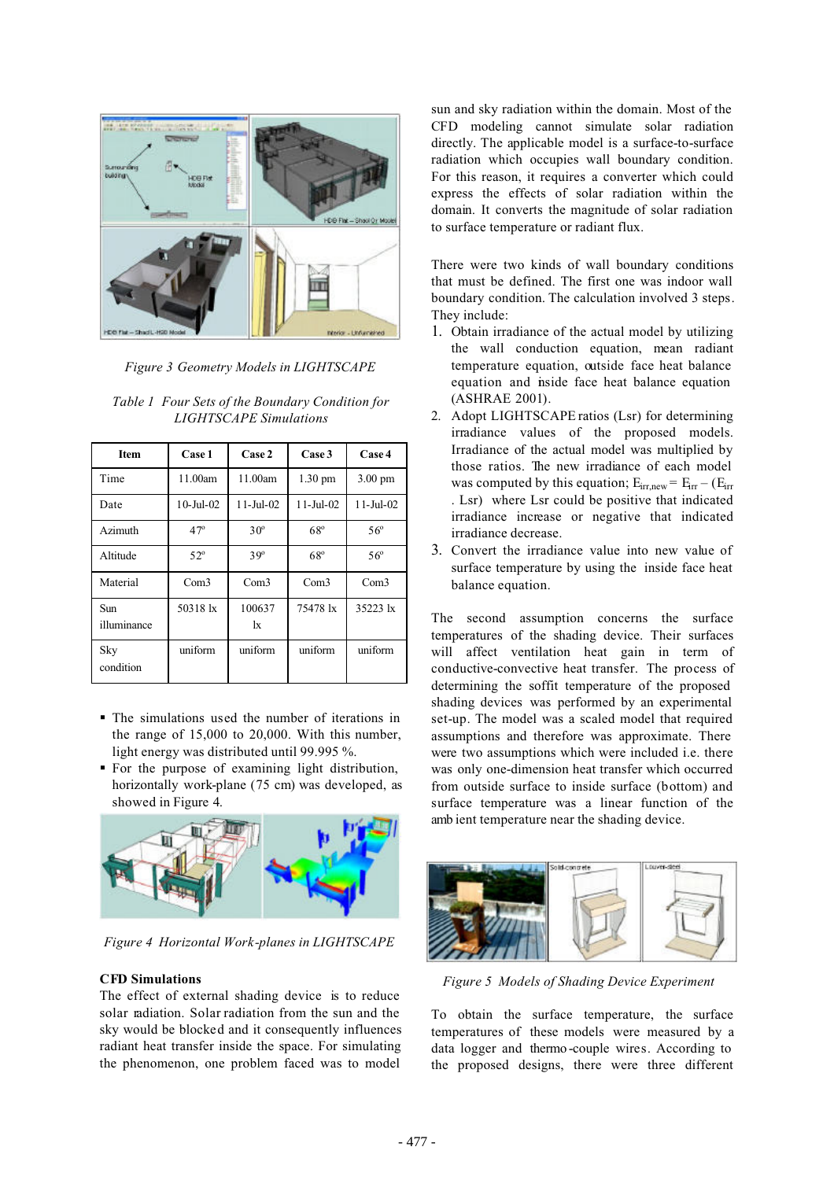*Figure 3 Geometry Models in LIGHTSCAPE*

*Table 1 Four Sets of the Boundary Condition for LIGHTSCAPE Simulations*

| Item | Case 1 | Case 2 | Case 3 | Case 4 |
|---|---|---|---|---|
| Time | 11.00am | 11.00am | 1.30 pm | 3.00 pm |
| Date | 10-Jul-02 | 11-Jul-02 | 11-Jul-02 | 11-Jul-02 |
| Azimuth | 47° | 30° | 68° | 56° |
| Altitude | 52° | 39° | 68° | 56° |
| Material | Com3 | Com3 | Com3 | Com3 |
| Sun illuminance | 50318 lx | 100637 lx | 75478 lx | 35223 lx |
| Sky condition | uniform | uniform | uniform | uniform |

- The simulations used the number of iterations in the range of 15,000 to 20,000. With this number, light energy was distributed until 99.995 %.
- For the purpose of examining light distribution, horizontally work-plane (75 cm) was developed, as showed in Figure 4.

*Figure 4 Horizontal Work-planes in LIGHTSCAPE*

**CFD Simulations**

The effect of external shading device is to reduce solar radiation. Solar radiation from the sun and the sky would be blocked and it consequently influences radiant heat transfer inside the space. For simulating the phenomenon, one problem faced was to model sun and sky radiation within the domain. Most of the CFD modeling cannot simulate solar radiation directly. The applicable model is a surface-to-surface radiation which occupies wall boundary condition. For this reason, it requires a converter which could express the effects of solar radiation within the domain. It converts the magnitude of solar radiation to surface temperature or radiant flux.

There were two kinds of wall boundary conditions that must be defined. The first one was indoor wall boundary condition. The calculation involved 3 steps. They include:

1. Obtain irradiance of the actual model by utilizing the wall conduction equation, mean radiant temperature equation, outside face heat balance equation and inside face heat balance equation (ASHRAE 2001).
2. Adopt LIGHTSCAPE ratios (Lsr) for determining irradiance values of the proposed models. Irradiance of the actual model was multiplied by those ratios. The new irradiance of each model was computed by this equation; $E_{irr,new} = E_{irr} - (E_{irr} . Lsr)$ where Lsr could be positive that indicated irradiance increase or negative that indicated irradiance decrease.
3. Convert the irradiance value into new value of surface temperature by using the inside face heat balance equation.

The second assumption concerns the surface temperatures of the shading device. Their surfaces will affect ventilation heat gain in term of conductive-convective heat transfer. The process of determining the soffit temperature of the proposed shading devices was performed by an experimental set-up. The model was a scaled model that required assumptions and therefore was approximate. There were two assumptions which were included i.e. there was only one-dimension heat transfer which occurred from outside surface to inside surface (bottom) and surface temperature was a linear function of the ambient temperature near the shading device.

*Figure 5 Models of Shading Device Experiment*

To obtain the surface temperature, the surface temperatures of these models were measured by a data logger and thermo-couple wires. According to the proposed designs, there were three different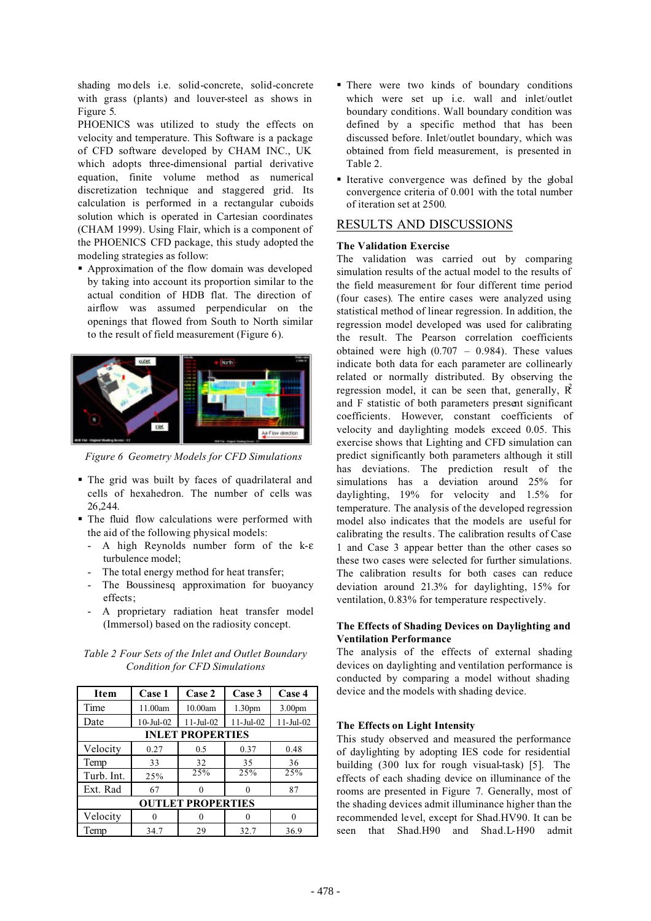shading models i.e. solid-concrete, solid-concrete with grass (plants) and louver-steel as shows in Figure 5.

PHOENICS was utilized to study the effects on velocity and temperature. This Software is a package of CFD software developed by CHAM INC., UK which adopts three-dimensional partial derivative equation, finite volume method as numerical discretization technique and staggered grid. Its calculation is performed in a rectangular cuboids solution which is operated in Cartesian coordinates (CHAM 1999). Using Flair, which is a component of the PHOENICS CFD package, this study adopted the modeling strategies as follow:

- Approximation of the flow domain was developed by taking into account its proportion similar to the actual condition of HDB flat. The direction of airflow was assumed perpendicular on the openings that flowed from South to North similar to the result of field measurement (Figure 6).

*Figure 6 Geometry Models for CFD Simulations*

- The grid was built by faces of quadrilateral and cells of hexahedron. The number of cells was 26,244.
- The fluid flow calculations were performed with the aid of the following physical models:
  - A high Reynolds number form of the k-ε turbulence model;
  - The total energy method for heat transfer;
  - The Boussinesq approximation for buoyancy effects;
  - A proprietary radiation heat transfer model (Immersol) based on the radiosity concept.

*Table 2 Four Sets of the Inlet and Outlet Boundary Condition for CFD Simulations*

| Item | Case 1 | Case 2 | Case 3 | Case 4 |
|---|---|---|---|---|
| Time | 11.00am | 10.00am | 1.30pm | 3.00pm |
| Date | 10-Jul-02 | 11-Jul-02 | 11-Jul-02 | 11-Jul-02 |
| **INLET PROPERTIES** | | | | |
| Velocity | 0.27 | 0.5 | 0.37 | 0.48 |
| Temp | 33 | 32 | 35 | 36 |
| Turb. Int. | 25% | 25% | 25% | 25% |
| Ext. Rad | 67 | 0 | 0 | 87 |
| **OUTLET PROPERTIES** | | | | |
| Velocity | 0 | 0 | 0 | 0 |
| Temp | 34.7 | 29 | 32.7 | 36.9 |

- There were two kinds of boundary conditions which were set up i.e. wall and inlet/outlet boundary conditions. Wall boundary condition was defined by a specific method that has been discussed before. Inlet/outlet boundary, which was obtained from field measurement, is presented in Table 2.
- Iterative convergence was defined by the global convergence criteria of 0.001 with the total number of iteration set at 2500.

## RESULTS AND DISCUSSIONS

### The Validation Exercise

The validation was carried out by comparing simulation results of the actual model to the results of the field measurement for four different time period (four cases). The entire cases were analyzed using statistical method of linear regression. In addition, the regression model developed was used for calibrating the result. The Pearson correlation coefficients obtained were high (0.707 – 0.984). These values indicate both data for each parameter are collinearly related or normally distributed. By observing the regression model, it can be seen that, generally, $R^2$ and F statistic of both parameters present significant coefficients. However, constant coefficients of velocity and daylighting models exceed 0.05. This exercise shows that Lighting and CFD simulation can predict significantly both parameters although it still has deviations. The prediction result of the simulations has a deviation around 25% for daylighting, 19% for velocity and 1.5% for temperature. The analysis of the developed regression model also indicates that the models are useful for calibrating the results. The calibration results of Case 1 and Case 3 appear better than the other cases so these two cases were selected for further simulations. The calibration results for both cases can reduce deviation around 21.3% for daylighting, 15% for ventilation, 0.83% for temperature respectively.

### The Effects of Shading Devices on Daylighting and Ventilation Performance

The analysis of the effects of external shading devices on daylighting and ventilation performance is conducted by comparing a model without shading device and the models with shading device.

### The Effects on Light Intensity

This study observed and measured the performance of daylighting by adopting IES code for residential building (300 lux for rough visual-task) [5]. The effects of each shading device on illuminance of the rooms are presented in Figure 7. Generally, most of the shading devices admit illuminance higher than the recommended level, except for Shad.HV90. It can be seen that Shad.H90 and Shad.L-H90 admit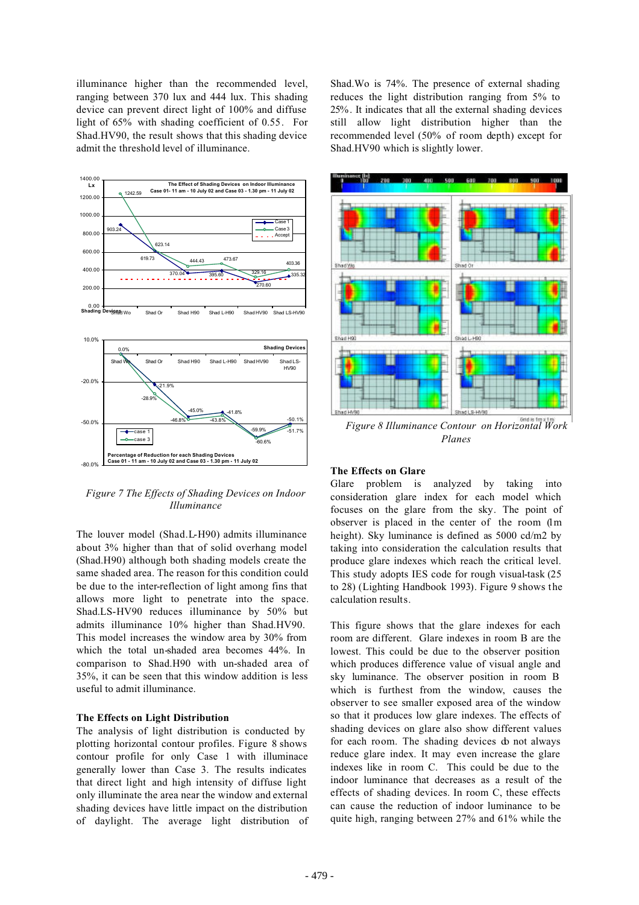illuminance higher than the recommended level, ranging between 370 lux and 444 lux. This shading device can prevent direct light of 100% and diffuse light of 65% with shading coefficient of 0.55. For Shad.HV90, the result shows that this shading device admit the threshold level of illuminance.

*Figure 7 The Effects of Shading Devices on Indoor Illuminance*

The louver model (Shad.L-H90) admits illuminance about 3% higher than that of solid overhang model (Shad.H90) although both shading models create the same shaded area. The reason for this condition could be due to the inter-reflection of light among fins that allows more light to penetrate into the space. Shad.LS-HV90 reduces illuminance by 50% but admits illuminance 10% higher than Shad.HV90. This model increases the window area by 30% from which the total un-shaded area becomes 44%. In comparison to Shad.H90 with un-shaded area of 35%, it can be seen that this window addition is less useful to admit illuminance.

**The Effects on Light Distribution**

The analysis of light distribution is conducted by plotting horizontal contour profiles. Figure 8 shows contour profile for only Case 1 with illuminace generally lower than Case 3. The results indicates that direct light and high intensity of diffuse light only illuminate the area near the window and external shading devices have little impact on the distribution of daylight. The average light distribution of Shad.Wo is 74%. The presence of external shading reduces the light distribution ranging from 5% to 25%. It indicates that all the external shading devices still allow light distribution higher than the recommended level (50% of room depth) except for Shad.HV90 which is slightly lower.

*Figure 8 Illuminance Contour on Horizontal Work Planes*

**The Effects on Glare**

Glare problem is analyzed by taking into consideration glare index for each model which focuses on the glare from the sky. The point of observer is placed in the center of the room (1m height). Sky luminance is defined as 5000 cd/m2 by taking into consideration the calculation results that produce glare indexes which reach the critical level. This study adopts IES code for rough visual-task (25 to 28) (Lighting Handbook 1993). Figure 9 shows the calculation results.

This figure shows that the glare indexes for each room are different. Glare indexes in room B are the lowest. This could be due to the observer position which produces difference value of visual angle and sky luminance. The observer position in room B which is furthest from the window, causes the observer to see smaller exposed area of the window so that it produces low glare indexes. The effects of shading devices on glare also show different values for each room. The shading devices do not always reduce glare index. It may even increase the glare indexes like in room C. This could be due to the indoor luminance that decreases as a result of the effects of shading devices. In room C, these effects can cause the reduction of indoor luminance to be quite high, ranging between 27% and 61% while the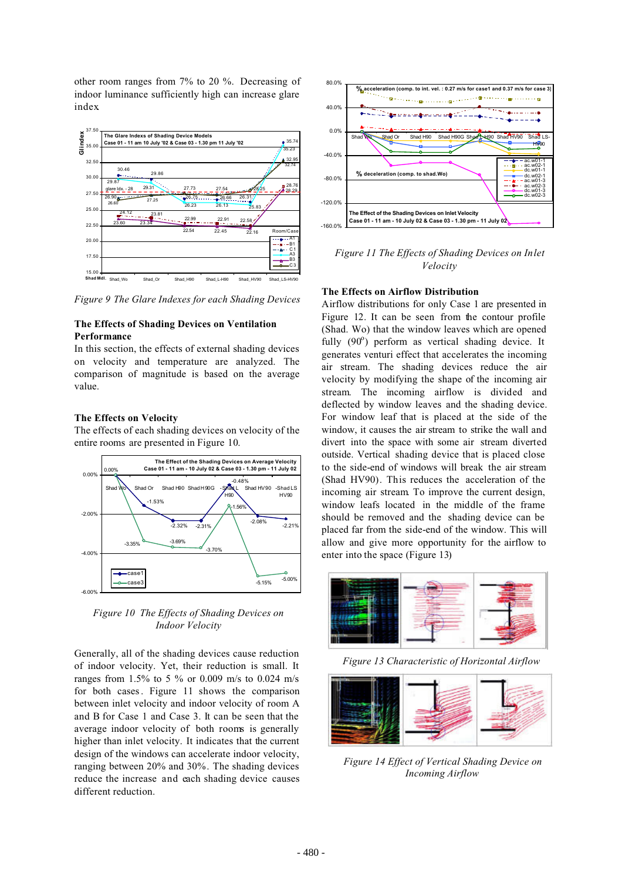other room ranges from 7% to 20 %. Decreasing of indoor luminance sufficiently high can increase glare index.

*Figure 9 The Glare Indexes for each Shading Devices*

### The Effects of Shading Devices on Ventilation Performance

In this section, the effects of external shading devices on velocity and temperature are analyzed. The comparison of magnitude is based on the average value.

### The Effects on Velocity

The effects of each shading devices on velocity of the entire rooms are presented in Figure 10.

*Figure 10 The Effects of Shading Devices on Indoor Velocity*

Generally, all of the shading devices cause reduction of indoor velocity. Yet, their reduction is small. It ranges from 1.5% to 5 % or 0.009 m/s to 0.024 m/s for both cases. Figure 11 shows the comparison between inlet velocity and indoor velocity of room A and B for Case 1 and Case 3. It can be seen that the average indoor velocity of both rooms is generally higher than inlet velocity. It indicates that the current design of the windows can accelerate indoor velocity, ranging between 20% and 30%. The shading devices reduce the increase and each shading device causes different reduction.

*Figure 11 The Effects of Shading Devices on Inlet Velocity*

### The Effects on Airflow Distribution

Airflow distributions for only Case 1 are presented in Figure 12. It can be seen from the contour profile (Shad. Wo) that the window leaves which are opened fully (90$^o$) perform as vertical shading device. It generates venturi effect that accelerates the incoming air stream. The shading devices reduce the air velocity by modifying the shape of the incoming air stream. The incoming airflow is divided and deflected by window leaves and the shading device. For window leaf that is placed at the side of the window, it causes the air stream to strike the wall and divert into the space with some air stream diverted outside. Vertical shading device that is placed close to the side-end of windows will break the air stream (Shad HV90). This reduces the acceleration of the incoming air stream. To improve the current design, window leafs located in the middle of the frame should be removed and the shading device can be placed far from the side-end of the window. This will allow and give more opportunity for the airflow to enter into the space (Figure 13)

*Figure 13 Characteristic of Horizontal Airflow*

*Figure 14 Effect of Vertical Shading Device on Incoming Airflow*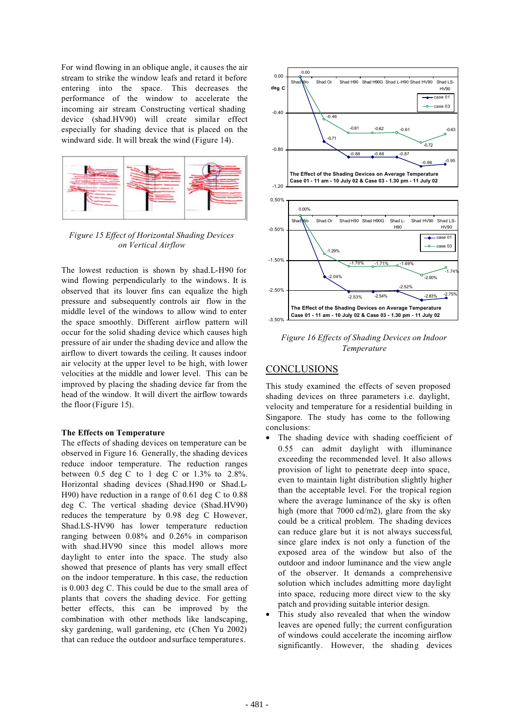For wind flowing in an oblique angle, it causes the air stream to strike the window leafs and retard it before entering into the space. This decreases the performance of the window to accelerate the incoming air stream. Constructing vertical shading device (shad.HV90) will create similar effect especially for shading device that is placed on the windward side. It will break the wind (Figure 14).

*Figure 15 Effect of Horizontal Shading Devices on Vertical Airflow*

The lowest reduction is shown by shad.L-H90 for wind flowing perpendicularly to the windows. It is observed that its louver fins can equalize the high pressure and subsequently controls air flow in the middle level of the windows to allow wind to enter the space smoothly. Different airflow pattern will occur for the solid shading device which causes high pressure of air under the shading device and allow the airflow to divert towards the ceiling. It causes indoor air velocity at the upper level to be high, with lower velocities at the middle and lower level. This can be improved by placing the shading device far from the head of the window. It will divert the airflow towards the floor (Figure 15).

**The Effects on Temperature**

The effects of shading devices on temperature can be observed in Figure 16. Generally, the shading devices reduce indoor temperature. The reduction ranges between 0.5 deg C to 1 deg C or 1.3% to 2.8%. Horizontal shading devices (Shad.H90 or Shad.L-H90) have reduction in a range of 0.61 deg C to 0.88 deg C. The vertical shading device (Shad.HV90) reduces the temperature by 0.98 deg C However, Shad.LS-HV90 has lower temperature reduction ranging between 0.08% and 0.26% in comparison with shad.HV90 since this model allows more daylight to enter into the space. The study also showed that presence of plants has very small effect on the indoor temperature. In this case, the reduction is 0.003 deg C. This could be due to the small area of plants that covers the shading device. For getting better effects, this can be improved by the combination with other methods like landscaping, sky gardening, wall gardening, etc (Chen Yu 2002) that can reduce the outdoor and surface temperatures.

*Figure 16 Effects of Shading Devices on Indoor Temperature*

## CONCLUSIONS

This study examined the effects of seven proposed shading devices on three parameters i.e. daylight, velocity and temperature for a residential building in Singapore. The study has come to the following conclusions:

- The shading device with shading coefficient of 0.55 can admit daylight with illuminance exceeding the recommended level. It also allows provision of light to penetrate deep into space, even to maintain light distribution slightly higher than the acceptable level. For the tropical region where the average luminance of the sky is often high (more that 7000 cd/m2), glare from the sky could be a critical problem. The shading devices can reduce glare but it is not always successful, since glare index is not only a function of the exposed area of the window but also of the outdoor and indoor luminance and the view angle of the observer. It demands a comprehensive solution which includes admitting more daylight into space, reducing more direct view to the sky patch and providing suitable interior design.
- This study also revealed that when the window leaves are opened fully; the current configuration of windows could accelerate the incoming airflow significantly. However, the shading devices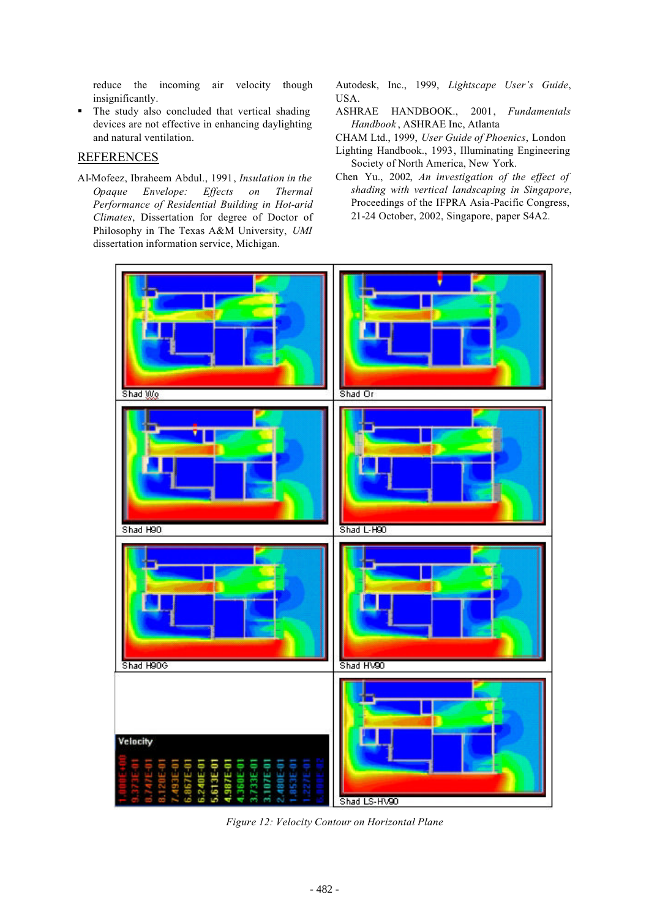reduce the incoming air velocity though insignificantly.

- The study also concluded that vertical shading devices are not effective in enhancing daylighting and natural ventilation.

## REFERENCES

Al-Mofeez, Ibraheem Abdul., 1991, *Insulation in the Opaque Envelope: Effects on Thermal Performance of Residential Building in Hot-arid Climates*, Dissertation for degree of Doctor of Philosophy in The Texas A&M University, *UMI* dissertation information service, Michigan.

Autodesk, Inc., 1999, *Lightscape User's Guide*, USA.

ASHRAE HANDBOOK., 2001, *Fundamentals Handbook*, ASHRAE Inc, Atlanta

CHAM Ltd., 1999, *User Guide of Phoenics*, London

Lighting Handbook., 1993, Illuminating Engineering Society of North America, New York.

Chen Yu., 2002, *An investigation of the effect of shading with vertical landscaping in Singapore*, Proceedings of the IFPRA Asia-Pacific Congress, 21-24 October, 2002, Singapore, paper S4A2.

Shad Wo

Shad Or

Shad H90

Shad L-H90

Shad H90G

Shad HV90

Velocity

1.000E+00
9.373E-01
8.747E-01
8.120E-01
7.493E-01
6.867E-01
6.240E-01
5.613E-01
4.987E-01
4.360E-01
3.733E-01
3.107E-01
2.480E-01
1.853E-01
1.227E-01
6.000E-02

Shad LS-HV90

*Figure 12: Velocity Contour on Horizontal Plane*